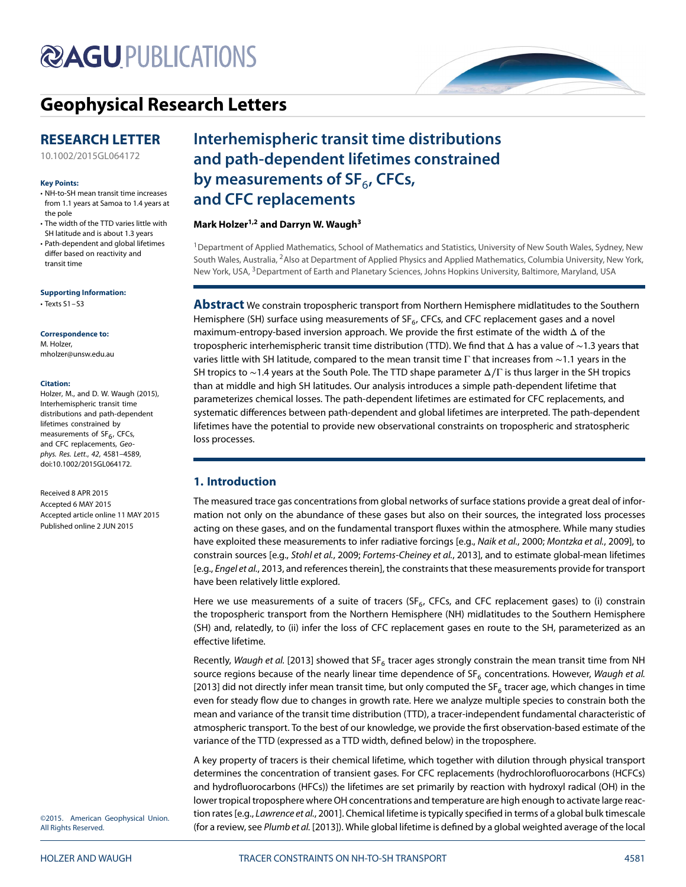# Geophysical Research Letters

## RESEARCH LETTER

10.1002/2015GL064172

**Key Points:**

- NH-to-SH mean transit time increases from 1.1 years at Samoa to 1.4 years at the pole
- The width of the TTD varies little with SH latitude and is about 1.3 years
- Path-dependent and global lifetimes differ based on reactivity and transit time

**Supporting Information:**

- Texts S1–S3

**Correspondence to:**

M. Holzer,
mholzer@unsw.edu.au

**Citation:**

Holzer, M., and D. W. Waugh (2015), Interhemispheric transit time distributions and path-dependent lifetimes constrained by measurements of $SF_6$, CFCs, and CFC replacements, *Geophys. Res. Lett.*, *42*, 4581–4589, doi:10.1002/2015GL064172.

Received 8 APR 2015
Accepted 6 MAY 2015
Accepted article online 11 MAY 2015
Published online 2 JUN 2015

©2015. American Geophysical Union. All Rights Reserved.

# Interhemispheric transit time distributions and path-dependent lifetimes constrained by measurements of $SF_6$, CFCs, and CFC replacements

**Mark Holzer[1,2] and Darryn W. Waugh[3]**

[1]Department of Applied Mathematics, School of Mathematics and Statistics, University of New South Wales, Sydney, New South Wales, Australia, [2]Also at Department of Applied Physics and Applied Mathematics, Columbia University, New York, New York, USA, [3]Department of Earth and Planetary Sciences, Johns Hopkins University, Baltimore, Maryland, USA

**Abstract** We constrain tropospheric transport from Northern Hemisphere midlatitudes to the Southern Hemisphere (SH) surface using measurements of $SF_6$, CFCs, and CFC replacement gases and a novel maximum-entropy-based inversion approach. We provide the first estimate of the width $\Delta$ of the tropospheric interhemispheric transit time distribution (TTD). We find that $\Delta$ has a value of ∼1.3 years that varies little with SH latitude, compared to the mean transit time $\Gamma$ that increases from ∼1.1 years in the SH tropics to ∼1.4 years at the South Pole. The TTD shape parameter $\Delta/\Gamma$ is thus larger in the SH tropics than at middle and high SH latitudes. Our analysis introduces a simple path-dependent lifetime that parameterizes chemical losses. The path-dependent lifetimes are estimated for CFC replacements, and systematic differences between path-dependent and global lifetimes are interpreted. The path-dependent lifetimes have the potential to provide new observational constraints on tropospheric and stratospheric loss processes.

## 1. Introduction

The measured trace gas concentrations from global networks of surface stations provide a great deal of information not only on the abundance of these gases but also on their sources, the integrated loss processes acting on these gases, and on the fundamental transport fluxes within the atmosphere. While many studies have exploited these measurements to infer radiative forcings [e.g., *Naik et al.*, 2000; *Montzka et al.*, 2009], to constrain sources [e.g., *Stohl et al.*, 2009; *Fortems-Cheiney et al.*, 2013], and to estimate global-mean lifetimes [e.g., *Engel et al.*, 2013, and references therein], the constraints that these measurements provide for transport have been relatively little explored.

Here we use measurements of a suite of tracers ($SF_6$, CFCs, and CFC replacement gases) to (i) constrain the tropospheric transport from the Northern Hemisphere (NH) midlatitudes to the Southern Hemisphere (SH) and, relatedly, to (ii) infer the loss of CFC replacement gases en route to the SH, parameterized as an effective lifetime.

Recently, *Waugh et al.* [2013] showed that $SF_6$ tracer ages strongly constrain the mean transit time from NH source regions because of the nearly linear time dependence of $SF_6$ concentrations. However, *Waugh et al.* [2013] did not directly infer mean transit time, but only computed the $SF_6$ tracer age, which changes in time even for steady flow due to changes in growth rate. Here we analyze multiple species to constrain both the mean and variance of the transit time distribution (TTD), a tracer-independent fundamental characteristic of atmospheric transport. To the best of our knowledge, we provide the first observation-based estimate of the variance of the TTD (expressed as a TTD width, defined below) in the troposphere.

A key property of tracers is their chemical lifetime, which together with dilution through physical transport determines the concentration of transient gases. For CFC replacements (hydrochlorofluorocarbons (HCFCs) and hydrofluorocarbons (HFCs)) the lifetimes are set primarily by reaction with hydroxyl radical (OH) in the lower tropical troposphere where OH concentrations and temperature are high enough to activate large reaction rates [e.g., *Lawrence et al.*, 2001]. Chemical lifetime is typically specified in terms of a global bulk timescale (for a review, see *Plumb et al.* [2013]). While global lifetime is defined by a global weighted average of the local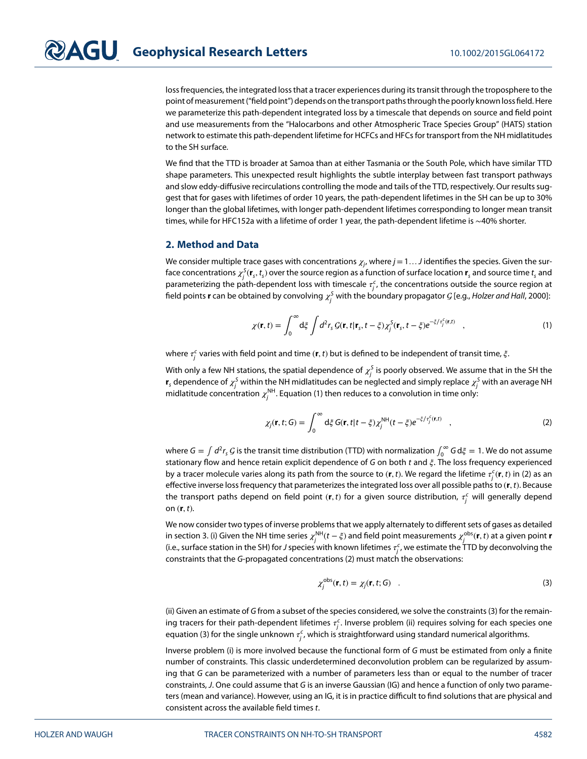loss frequencies, the integrated loss that a tracer experiences during its transit through the troposphere to the point of measurement ("field point") depends on the transport paths through the poorly known loss field. Here we parameterize this path-dependent integrated loss by a timescale that depends on source and field point and use measurements from the "Halocarbons and other Atmospheric Trace Species Group" (HATS) station network to estimate this path-dependent lifetime for HCFCs and HFCs for transport from the NH midlatitudes to the SH surface.

We find that the TTD is broader at Samoa than at either Tasmania or the South Pole, which have similar TTD shape parameters. This unexpected result highlights the subtle interplay between fast transport pathways and slow eddy-diffusive recirculations controlling the mode and tails of the TTD, respectively. Our results suggest that for gases with lifetimes of order 10 years, the path-dependent lifetimes in the SH can be up to 30% longer than the global lifetimes, with longer path-dependent lifetimes corresponding to longer mean transit times, while for HFC152a with a lifetime of order 1 year, the path-dependent lifetime is ∼40% shorter.

## 2. Method and Data

We consider multiple trace gases with concentrations $\chi_j$, where $j = 1 \dots J$ identifies the species. Given the surface concentrations $\chi_j^S(\mathbf{r}_s, t_s)$ over the source region as a function of surface location $\mathbf{r}_s$ and source time $t_s$ and parameterizing the path-dependent loss with timescale $\tau_j^c$, the concentrations outside the source region at field points $\mathbf{r}$ can be obtained by convolving $\chi_j^S$ with the boundary propagator $\mathcal{G}$ [e.g., *Holzer and Hall*, 2000]:

$$\chi(\mathbf{r}, t) = \int_0^\infty \mathrm{d}\xi \int d^2 r_s \, \mathcal{G}(\mathbf{r}, t | \mathbf{r}_s, t - \xi) \chi_j^S(\mathbf{r}_s, t - \xi) e^{-\xi/\tau_j^c(\mathbf{r}, t)} \quad , \tag{1}$$

where $\tau_j^c$ varies with field point and time $(\mathbf{r}, t)$ but is defined to be independent of transit time, $\xi$.

With only a few NH stations, the spatial dependence of $\chi_j^S$ is poorly observed. We assume that in the SH the $\mathbf{r}_s$ dependence of $\chi_j^S$ within the NH midlatitudes can be neglected and simply replace $\chi_j^S$ with an average NH midlatitude concentration $\chi_j^{\mathrm{NH}}$. Equation (1) then reduces to a convolution in time only:

$$\chi_j(\mathbf{r}, t; G) = \int_0^\infty \mathrm{d}\xi \, G(\mathbf{r}, t | t - \xi) \chi_j^{\mathrm{NH}}(t - \xi) e^{-\xi/\tau_j^c(\mathbf{r}, t)} \quad , \tag{2}$$

where $G = \int d^2 r_s \, \mathcal{G}$ is the transit time distribution (TTD) with normalization $\int_0^\infty G \, \mathrm{d}\xi = 1$. We do not assume stationary flow and hence retain explicit dependence of $G$ on both $t$ and $\xi$. The loss frequency experienced by a tracer molecule varies along its path from the source to $(\mathbf{r}, t)$. We regard the lifetime $\tau_j^c(\mathbf{r}, t)$ in (2) as an effective inverse loss frequency that parameterizes the integrated loss over all possible paths to $(\mathbf{r}, t)$. Because the transport paths depend on field point $(\mathbf{r}, t)$ for a given source distribution, $\tau_j^c$ will generally depend on $(\mathbf{r}, t)$.

We now consider two types of inverse problems that we apply alternately to different sets of gases as detailed in section 3. (i) Given the NH time series $\chi_j^{\mathrm{NH}}(t - \xi)$ and field point measurements $\chi_j^{\mathrm{obs}}(\mathbf{r}, t)$ at a given point $\mathbf{r}$ (i.e., surface station in the SH) for $J$ species with known lifetimes $\tau_j^c$, we estimate the TTD by deconvolving the constraints that the $G$-propagated concentrations (2) must match the observations:

$$\chi_j^{\mathrm{obs}}(\mathbf{r}, t) = \chi_j(\mathbf{r}, t; G) \quad . \tag{3}$$

(ii) Given an estimate of $G$ from a subset of the species considered, we solve the constraints (3) for the remaining tracers for their path-dependent lifetimes $\tau_j^c$. Inverse problem (ii) requires solving for each species one equation (3) for the single unknown $\tau_j^c$, which is straightforward using standard numerical algorithms.

Inverse problem (i) is more involved because the functional form of $G$ must be estimated from only a finite number of constraints. This classic underdetermined deconvolution problem can be regularized by assuming that $G$ can be parameterized with a number of parameters less than or equal to the number of tracer constraints, $J$. One could assume that $G$ is an inverse Gaussian (IG) and hence a function of only two parameters (mean and variance). However, using an IG, it is in practice difficult to find solutions that are physical and consistent across the available field times $t$.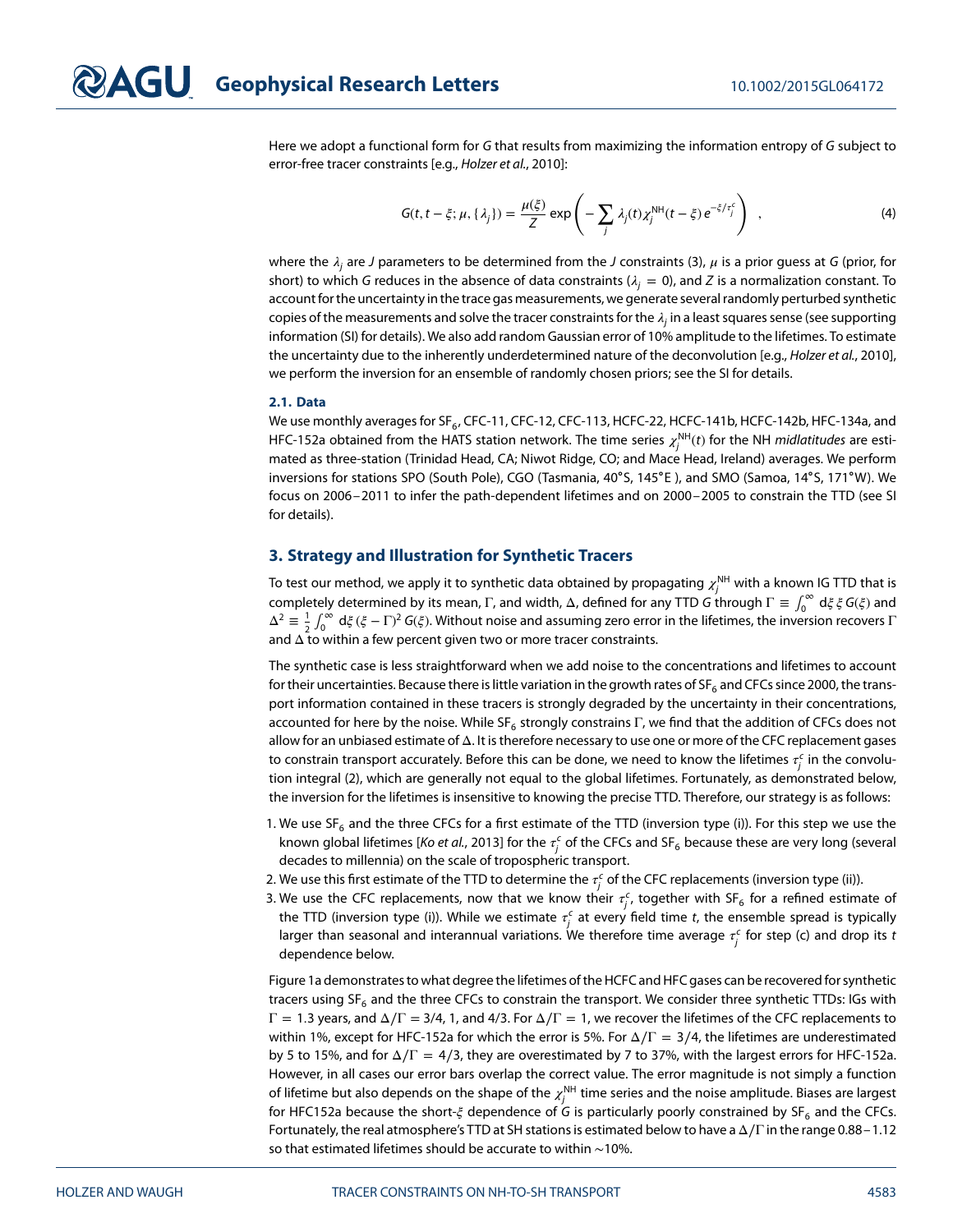Here we adopt a functional form for $G$ that results from maximizing the information entropy of $G$ subject to error-free tracer constraints [e.g., *Holzer et al.*, 2010]:

$$G(t, t-\xi; \mu, \{\lambda_j\}) = \frac{\mu(\xi)}{Z} \exp\left( - \sum_j \lambda_j(t) \chi_j^{\mathrm{NH}}(t-\xi)\, e^{-\xi/\tau_j^c} \right) \quad , \tag{4}$$

where the $\lambda_j$ are $J$ parameters to be determined from the $J$ constraints (3), $\mu$ is a prior guess at $G$ (prior, for short) to which $G$ reduces in the absence of data constraints ($\lambda_j = 0$), and $Z$ is a normalization constant. To account for the uncertainty in the trace gas measurements, we generate several randomly perturbed synthetic copies of the measurements and solve the tracer constraints for the $\lambda_j$ in a least squares sense (see supporting information (SI) for details). We also add random Gaussian error of 10% amplitude to the lifetimes. To estimate the uncertainty due to the inherently underdetermined nature of the deconvolution [e.g., *Holzer et al.*, 2010], we perform the inversion for an ensemble of randomly chosen priors; see the SI for details.

### 2.1. Data

We use monthly averages for $SF_6$, CFC-11, CFC-12, CFC-113, HCFC-22, HCFC-141b, HCFC-142b, HFC-134a, and HFC-152a obtained from the HATS station network. The time series $\chi_j^{\mathrm{NH}}(t)$ for the NH *midlatitudes* are estimated as three-station (Trinidad Head, CA; Niwot Ridge, CO; and Mace Head, Ireland) averages. We perform inversions for stations SPO (South Pole), CGO (Tasmania, 40°S, 145°E ), and SMO (Samoa, 14°S, 171°W). We focus on 2006–2011 to infer the path-dependent lifetimes and on 2000–2005 to constrain the TTD (see SI for details).

## 3. Strategy and Illustration for Synthetic Tracers

To test our method, we apply it to synthetic data obtained by propagating $\chi_j^{\mathrm{NH}}$ with a known IG TTD that is completely determined by its mean, $\Gamma$, and width, $\Delta$, defined for any TTD $G$ through $\Gamma \equiv \int_0^\infty \mathrm{d}\xi\, \xi\, G(\xi)$ and $\Delta^2 \equiv \frac{1}{2}\int_0^\infty \mathrm{d}\xi\, (\xi - \Gamma)^2\, G(\xi)$. Without noise and assuming zero error in the lifetimes, the inversion recovers $\Gamma$ and $\Delta$ to within a few percent given two or more tracer constraints.

The synthetic case is less straightforward when we add noise to the concentrations and lifetimes to account for their uncertainties. Because there is little variation in the growth rates of $SF_6$ and CFCs since 2000, the transport information contained in these tracers is strongly degraded by the uncertainty in their concentrations, accounted for here by the noise. While $SF_6$ strongly constrains $\Gamma$, we find that the addition of CFCs does not allow for an unbiased estimate of $\Delta$. It is therefore necessary to use one or more of the CFC replacement gases to constrain transport accurately. Before this can be done, we need to know the lifetimes $\tau_j^c$ in the convolution integral (2), which are generally not equal to the global lifetimes. Fortunately, as demonstrated below, the inversion for the lifetimes is insensitive to knowing the precise TTD. Therefore, our strategy is as follows:

1. We use $SF_6$ and the three CFCs for a first estimate of the TTD (inversion type (i)). For this step we use the known global lifetimes [*Ko et al.*, 2013] for the $\tau_j^c$ of the CFCs and $SF_6$ because these are very long (several decades to millennia) on the scale of tropospheric transport.
2. We use this first estimate of the TTD to determine the $\tau_j^c$ of the CFC replacements (inversion type (ii)).
3. We use the CFC replacements, now that we know their $\tau_j^c$, together with $SF_6$ for a refined estimate of the TTD (inversion type (i)). While we estimate $\tau_j^c$ at every field time $t$, the ensemble spread is typically larger than seasonal and interannual variations. We therefore time average $\tau_j^c$ for step (c) and drop its $t$ dependence below.

Figure 1a demonstrates to what degree the lifetimes of the HCFC and HFC gases can be recovered for synthetic tracers using $SF_6$ and the three CFCs to constrain the transport. We consider three synthetic TTDs: IGs with $\Gamma = 1.3$ years, and $\Delta/\Gamma = 3/4$, 1, and 4/3. For $\Delta/\Gamma = 1$, we recover the lifetimes of the CFC replacements to within 1%, except for HFC-152a for which the error is 5%. For $\Delta/\Gamma = 3/4$, the lifetimes are underestimated by 5 to 15%, and for $\Delta/\Gamma = 4/3$, they are overestimated by 7 to 37%, with the largest errors for HFC-152a. However, in all cases our error bars overlap the correct value. The error magnitude is not simply a function of lifetime but also depends on the shape of the $\chi_j^{\mathrm{NH}}$ time series and the noise amplitude. Biases are largest for HFC152a because the short-$\xi$ dependence of $G$ is particularly poorly constrained by $SF_6$ and the CFCs. Fortunately, the real atmosphere's TTD at SH stations is estimated below to have a $\Delta/\Gamma$ in the range 0.88–1.12 so that estimated lifetimes should be accurate to within ~10%.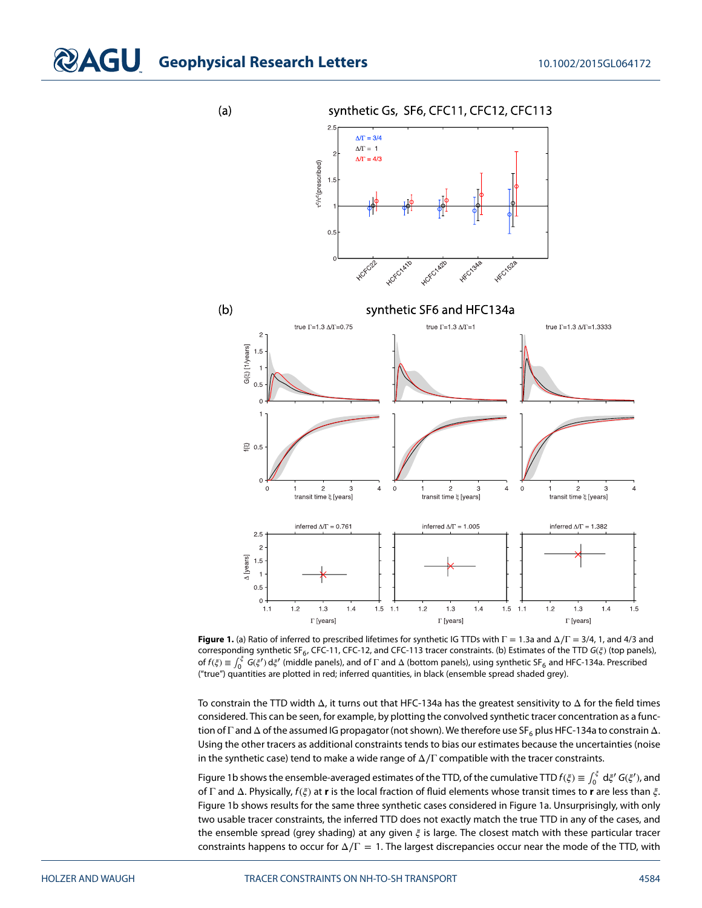**Figure 1.** (a) Ratio of inferred to prescribed lifetimes for synthetic IG TTDs with $\Gamma = 1.3$a and $\Delta/\Gamma = 3/4$, 1, and 4/3 and corresponding synthetic $SF_6$, CFC-11, CFC-12, and CFC-113 tracer constraints. (b) Estimates of the TTD $G(\xi)$ (top panels), of $f(\xi) \equiv \int_0^\xi G(\xi')\,d\xi'$ (middle panels), and of $\Gamma$ and $\Delta$ (bottom panels), using synthetic $SF_6$ and HFC-134a. Prescribed ("true") quantities are plotted in red; inferred quantities, in black (ensemble spread shaded grey).

To constrain the TTD width $\Delta$, it turns out that HFC-134a has the greatest sensitivity to $\Delta$ for the field times considered. This can be seen, for example, by plotting the convolved synthetic tracer concentration as a function of $\Gamma$ and $\Delta$ of the assumed IG propagator (not shown). We therefore use $SF_6$ plus HFC-134a to constrain $\Delta$. Using the other tracers as additional constraints tends to bias our estimates because the uncertainties (noise in the synthetic case) tend to make a wide range of $\Delta/\Gamma$ compatible with the tracer constraints.

Figure 1b shows the ensemble-averaged estimates of the TTD, of the cumulative TTD $f(\xi) \equiv \int_0^\xi d\xi'\,G(\xi')$, and of $\Gamma$ and $\Delta$. Physically, $f(\xi)$ at $\mathbf{r}$ is the local fraction of fluid elements whose transit times to $\mathbf{r}$ are less than $\xi$. Figure 1b shows results for the same three synthetic cases considered in Figure 1a. Unsurprisingly, with only two usable tracer constraints, the inferred TTD does not exactly match the true TTD in any of the cases, and the ensemble spread (grey shading) at any given $\xi$ is large. The closest match with these particular tracer constraints happens to occur for $\Delta/\Gamma = 1$. The largest discrepancies occur near the mode of the TTD, with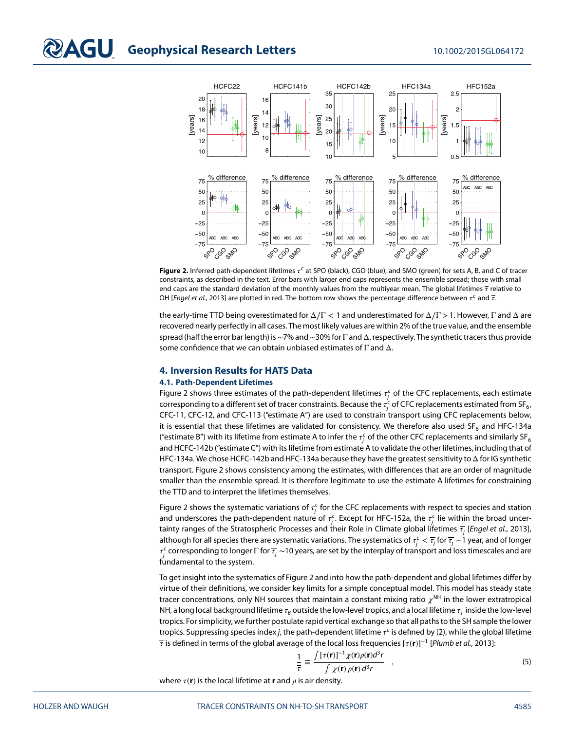**Figure 2.** Inferred path-dependent lifetimes $\tau^c$ at SPO (black), CGO (blue), and SMO (green) for sets A, B, and C of tracer constraints, as described in the text. Error bars with larger end caps represents the ensemble spread; those with small end caps are the standard deviation of the monthly values from the multiyear mean. The global lifetimes $\overline{\tau}$ relative to OH [*Engel et al.*, 2013] are plotted in red. The bottom row shows the percentage difference between $\tau^c$ and $\overline{\tau}$.

the early-time TTD being overestimated for $\Delta/\Gamma < 1$ and underestimated for $\Delta/\Gamma > 1$. However, $\Gamma$ and $\Delta$ are recovered nearly perfectly in all cases. The most likely values are within 2% of the true value, and the ensemble spread (half the error bar length) is ~7% and ~30% for $\Gamma$ and $\Delta$, respectively. The synthetic tracers thus provide some confidence that we can obtain unbiased estimates of $\Gamma$ and $\Delta$.

## 4. Inversion Results for HATS Data

### 4.1. Path-Dependent Lifetimes

Figure 2 shows three estimates of the path-dependent lifetimes $\tau_j^c$ of the CFC replacements, each estimate corresponding to a different set of tracer constraints. Because the $\tau_j^c$ of CFC replacements estimated from $SF_6$, CFC-11, CFC-12, and CFC-113 ("estimate A") are used to constrain transport using CFC replacements below, it is essential that these lifetimes are validated for consistency. We therefore also used $SF_6$ and HFC-134a ("estimate B") with its lifetime from estimate A to infer the $\tau_j^c$ of the other CFC replacements and similarly $SF_6$ and HCFC-142b ("estimate C") with its lifetime from estimate A to validate the other lifetimes, including that of HFC-134a. We chose HCFC-142b and HFC-134a because they have the greatest sensitivity to $\Delta$ for IG synthetic transport. Figure 2 shows consistency among the estimates, with differences that are an order of magnitude smaller than the ensemble spread. It is therefore legitimate to use the estimate A lifetimes for constraining the TTD and to interpret the lifetimes themselves.

Figure 2 shows the systematic variations of $\tau_j^c$ for the CFC replacements with respect to species and station and underscores the path-dependent nature of $\tau_j^c$. Except for HFC-152a, the $\tau_j^c$ lie within the broad uncertainty ranges of the Stratospheric Processes and their Role in Climate global lifetimes $\overline{\tau_j}$ [*Engel et al.*, 2013], although for all species there are systematic variations. The systematics of $\tau_j^c < \overline{\tau_j}$ for $\overline{\tau_j} \sim 1$ year, and of longer $\tau_j^c$ corresponding to longer $\Gamma$ for $\overline{\tau_j} \sim 10$ years, are set by the interplay of transport and loss timescales and are fundamental to the system.

To get insight into the systematics of Figure 2 and into how the path-dependent and global lifetimes differ by virtue of their definitions, we consider key limits for a simple conceptual model. This model has steady state tracer concentrations, only NH sources that maintain a constant mixing ratio $\chi^{NH}$ in the lower extratropical NH, a long local background lifetime $\tau_B$ outside the low-level tropics, and a local lifetime $\tau_T$ inside the low-level tropics. For simplicity, we further postulate rapid vertical exchange so that all paths to the SH sample the lower tropics. Suppressing species index $j$, the path-dependent lifetime $\tau^c$ is defined by (2), while the global lifetime $\overline{\tau}$ is defined in terms of the global average of the local loss frequencies $[\tau(\mathbf{r})]^{-1}$ [*Plumb et al.*, 2013]:

$$\frac{1}{\overline{\tau}} \equiv \frac{\int [\tau(\mathbf{r})]^{-1} \chi(\mathbf{r}) \rho(\mathbf{r}) d^3r}{\int \chi(\mathbf{r}) \, \rho(\mathbf{r}) \, d^3r} \quad , \tag{5}$$

where $\tau(\mathbf{r})$ is the local lifetime at $\mathbf{r}$ and $\rho$ is air density.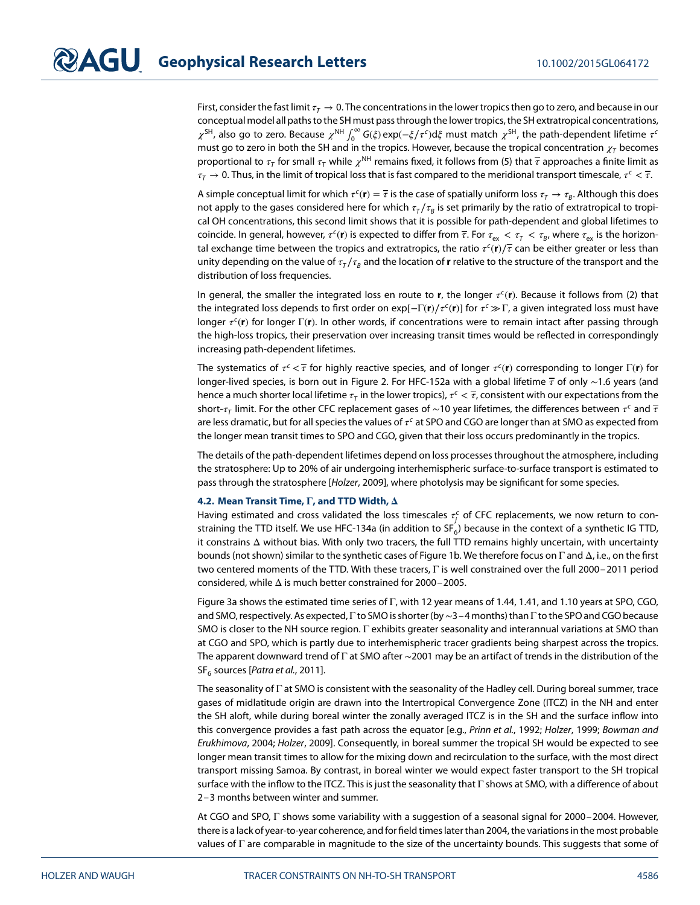First, consider the fast limit $\tau_T \to 0$. The concentrations in the lower tropics then go to zero, and because in our conceptual model all paths to the SH must pass through the lower tropics, the SH extratropical concentrations, $\chi^{\mathrm{SH}}$, also go to zero. Because $\chi^{\mathrm{NH}} \int_0^\infty G(\xi)\exp(-\xi/\tau^c)\mathrm{d}\xi$ must match $\chi^{\mathrm{SH}}$, the path-dependent lifetime $\tau^c$ must go to zero in both the SH and in the tropics. However, because the tropical concentration $\chi_T$ becomes proportional to $\tau_T$ for small $\tau_T$ while $\chi^{\mathrm{NH}}$ remains fixed, it follows from (5) that $\overline{\tau}$ approaches a finite limit as $\tau_T \to 0$. Thus, in the limit of tropical loss that is fast compared to the meridional transport timescale, $\tau^c < \overline{\tau}$.

A simple conceptual limit for which $\tau^c(\mathbf{r}) = \overline{\tau}$ is the case of spatially uniform loss $\tau_T \to \tau_B$. Although this does not apply to the gases considered here for which $\tau_T/\tau_B$ is set primarily by the ratio of extratropical to tropical OH concentrations, this second limit shows that it is possible for path-dependent and global lifetimes to coincide. In general, however, $\tau^c(\mathbf{r})$ is expected to differ from $\overline{\tau}$. For $\tau_{\mathrm{ex}} < \tau_T < \tau_B$, where $\tau_{\mathrm{ex}}$ is the horizontal exchange time between the tropics and extratropics, the ratio $\tau^c(\mathbf{r})/\overline{\tau}$ can be either greater or less than unity depending on the value of $\tau_T/\tau_B$ and the location of $\mathbf{r}$ relative to the structure of the transport and the distribution of loss frequencies.

In general, the smaller the integrated loss en route to $\mathbf{r}$, the longer $\tau^c(\mathbf{r})$. Because it follows from (2) that the integrated loss depends to first order on $\exp[-\Gamma(\mathbf{r})/\tau^c(\mathbf{r})]$ for $\tau^c \gg \Gamma$, a given integrated loss must have longer $\tau^c(\mathbf{r})$ for longer $\Gamma(\mathbf{r})$. In other words, if concentrations were to remain intact after passing through the high-loss tropics, their preservation over increasing transit times would be reflected in correspondingly increasing path-dependent lifetimes.

The systematics of $\tau^c < \overline{\tau}$ for highly reactive species, and of longer $\tau^c(\mathbf{r})$ corresponding to longer $\Gamma(\mathbf{r})$ for longer-lived species, is born out in Figure 2. For HFC-152a with a global lifetime $\overline{\tau}$ of only ~1.6 years (and hence a much shorter local lifetime $\tau_T$ in the lower tropics), $\tau^c < \overline{\tau}$, consistent with our expectations from the short-$\tau_T$ limit. For the other CFC replacement gases of ~10 year lifetimes, the differences between $\tau^c$ and $\overline{\tau}$ are less dramatic, but for all species the values of $\tau^c$ at SPO and CGO are longer than at SMO as expected from the longer mean transit times to SPO and CGO, given that their loss occurs predominantly in the tropics.

The details of the path-dependent lifetimes depend on loss processes throughout the atmosphere, including the stratosphere: Up to 20% of air undergoing interhemispheric surface-to-surface transport is estimated to pass through the stratosphere [*Holzer*, 2009], where photolysis may be significant for some species.

### 4.2. Mean Transit Time, Γ, and TTD Width, Δ

Having estimated and cross validated the loss timescales $\tau_j^c$ of CFC replacements, we now return to constraining the TTD itself. We use HFC-134a (in addition to $SF_6$) because in the context of a synthetic IG TTD, it constrains $\Delta$ without bias. With only two tracers, the full TTD remains highly uncertain, with uncertainty bounds (not shown) similar to the synthetic cases of Figure 1b. We therefore focus on $\Gamma$ and $\Delta$, i.e., on the first two centered moments of the TTD. With these tracers, $\Gamma$ is well constrained over the full 2000–2011 period considered, while $\Delta$ is much better constrained for 2000–2005.

Figure 3a shows the estimated time series of $\Gamma$, with 12 year means of 1.44, 1.41, and 1.10 years at SPO, CGO, and SMO, respectively. As expected, $\Gamma$ to SMO is shorter (by ~3–4 months) than $\Gamma$ to the SPO and CGO because SMO is closer to the NH source region. $\Gamma$ exhibits greater seasonality and interannual variations at SMO than at CGO and SPO, which is partly due to interhemispheric tracer gradients being sharpest across the tropics. The apparent downward trend of $\Gamma$ at SMO after ~2001 may be an artifact of trends in the distribution of the $SF_6$ sources [*Patra et al.*, 2011].

The seasonality of $\Gamma$ at SMO is consistent with the seasonality of the Hadley cell. During boreal summer, trace gases of midlatitude origin are drawn into the Intertropical Convergence Zone (ITCZ) in the NH and enter the SH aloft, while during boreal winter the zonally averaged ITCZ is in the SH and the surface inflow into this convergence provides a fast path across the equator [e.g., *Prinn et al.*, 1992; *Holzer*, 1999; *Bowman and Erukhimova*, 2004; *Holzer*, 2009]. Consequently, in boreal summer the tropical SH would be expected to see longer mean transit times to allow for the mixing down and recirculation to the surface, with the most direct transport missing Samoa. By contrast, in boreal winter we would expect faster transport to the SH tropical surface with the inflow to the ITCZ. This is just the seasonality that $\Gamma$ shows at SMO, with a difference of about 2–3 months between winter and summer.

At CGO and SPO, $\Gamma$ shows some variability with a suggestion of a seasonal signal for 2000–2004. However, there is a lack of year-to-year coherence, and for field times later than 2004, the variations in the most probable values of $\Gamma$ are comparable in magnitude to the size of the uncertainty bounds. This suggests that some of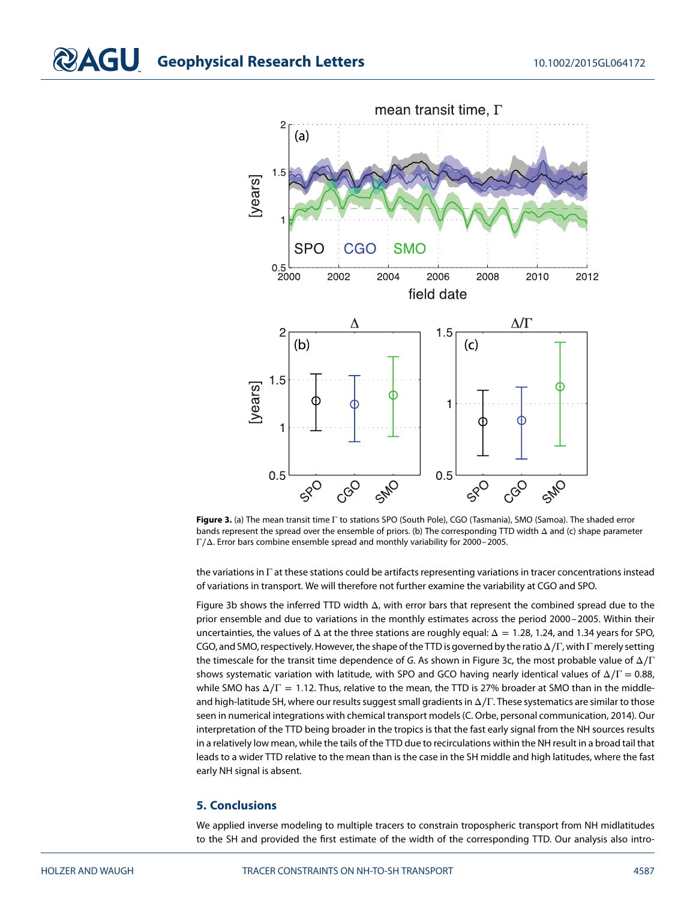**Figure 3.** (a) The mean transit time Γ to stations SPO (South Pole), CGO (Tasmania), SMO (Samoa). The shaded error bands represent the spread over the ensemble of priors. (b) The corresponding TTD width Δ and (c) shape parameter Γ/Δ. Error bars combine ensemble spread and monthly variability for 2000–2005.

the variations in Γ at these stations could be artifacts representing variations in tracer concentrations instead of variations in transport. We will therefore not further examine the variability at CGO and SPO.

Figure 3b shows the inferred TTD width Δ, with error bars that represent the combined spread due to the prior ensemble and due to variations in the monthly estimates across the period 2000–2005. Within their uncertainties, the values of Δ at the three stations are roughly equal: $\Delta = 1.28$, 1.24, and 1.34 years for SPO, CGO, and SMO, respectively. However, the shape of the TTD is governed by the ratio $\Delta/\Gamma$, with Γ merely setting the timescale for the transit time dependence of $G$. As shown in Figure 3c, the most probable value of $\Delta/\Gamma$ shows systematic variation with latitude, with SPO and GCO having nearly identical values of $\Delta/\Gamma = 0.88$, while SMO has $\Delta/\Gamma = 1.12$. Thus, relative to the mean, the TTD is 27% broader at SMO than in the middle- and high-latitude SH, where our results suggest small gradients in $\Delta/\Gamma$. These systematics are similar to those seen in numerical integrations with chemical transport models (C. Orbe, personal communication, 2014). Our interpretation of the TTD being broader in the tropics is that the fast early signal from the NH sources results in a relatively low mean, while the tails of the TTD due to recirculations within the NH result in a broad tail that leads to a wider TTD relative to the mean than is the case in the SH middle and high latitudes, where the fast early NH signal is absent.

## 5. Conclusions

We applied inverse modeling to multiple tracers to constrain tropospheric transport from NH midlatitudes to the SH and provided the first estimate of the width of the corresponding TTD. Our analysis also intro-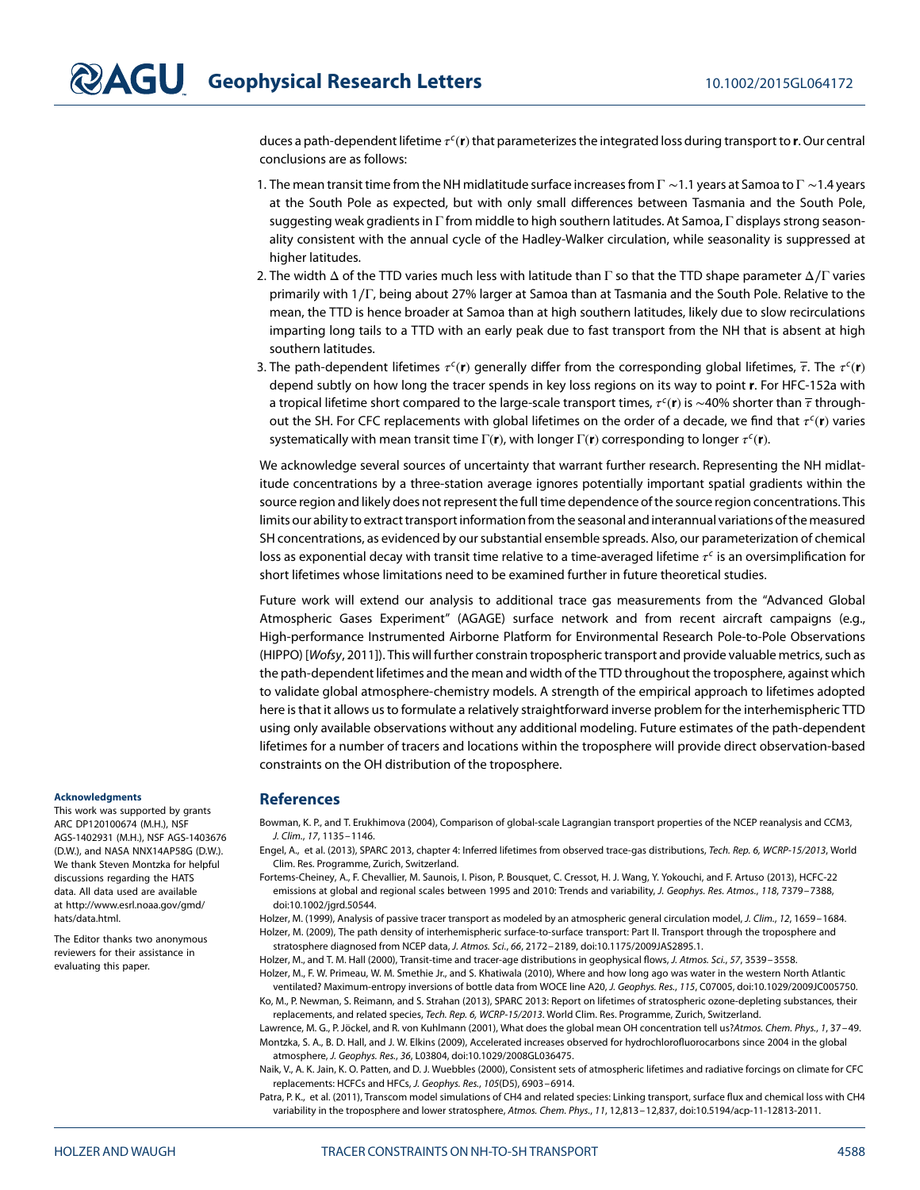duces a path-dependent lifetime $\tau^c(\mathbf{r})$ that parameterizes the integrated loss during transport to $\mathbf{r}$. Our central conclusions are as follows:

1. The mean transit time from the NH midlatitude surface increases from $\Gamma \sim$1.1 years at Samoa to $\Gamma \sim$1.4 years at the South Pole as expected, but with only small differences between Tasmania and the South Pole, suggesting weak gradients in $\Gamma$ from middle to high southern latitudes. At Samoa, $\Gamma$ displays strong seasonality consistent with the annual cycle of the Hadley-Walker circulation, while seasonality is suppressed at higher latitudes.
2. The width $\Delta$ of the TTD varies much less with latitude than $\Gamma$ so that the TTD shape parameter $\Delta/\Gamma$ varies primarily with $1/\Gamma$, being about 27% larger at Samoa than at Tasmania and the South Pole. Relative to the mean, the TTD is hence broader at Samoa than at high southern latitudes, likely due to slow recirculations imparting long tails to a TTD with an early peak due to fast transport from the NH that is absent at high southern latitudes.
3. The path-dependent lifetimes $\tau^c(\mathbf{r})$ generally differ from the corresponding global lifetimes, $\overline{\tau}$. The $\tau^c(\mathbf{r})$ depend subtly on how long the tracer spends in key loss regions on its way to point $\mathbf{r}$. For HFC-152a with a tropical lifetime short compared to the large-scale transport times, $\tau^c(\mathbf{r})$ is $\sim$40% shorter than $\overline{\tau}$ throughout the SH. For CFC replacements with global lifetimes on the order of a decade, we find that $\tau^c(\mathbf{r})$ varies systematically with mean transit time $\Gamma(\mathbf{r})$, with longer $\Gamma(\mathbf{r})$ corresponding to longer $\tau^c(\mathbf{r})$.

We acknowledge several sources of uncertainty that warrant further research. Representing the NH midlatitude concentrations by a three-station average ignores potentially important spatial gradients within the source region and likely does not represent the full time dependence of the source region concentrations. This limits our ability to extract transport information from the seasonal and interannual variations of the measured SH concentrations, as evidenced by our substantial ensemble spreads. Also, our parameterization of chemical loss as exponential decay with transit time relative to a time-averaged lifetime $\tau^c$ is an oversimplification for short lifetimes whose limitations need to be examined further in future theoretical studies.

Future work will extend our analysis to additional trace gas measurements from the "Advanced Global Atmospheric Gases Experiment" (AGAGE) surface network and from recent aircraft campaigns (e.g., High-performance Instrumented Airborne Platform for Environmental Research Pole-to-Pole Observations (HIPPO) [*Wofsy*, 2011]). This will further constrain tropospheric transport and provide valuable metrics, such as the path-dependent lifetimes and the mean and width of the TTD throughout the troposphere, against which to validate global atmosphere-chemistry models. A strength of the empirical approach to lifetimes adopted here is that it allows us to formulate a relatively straightforward inverse problem for the interhemispheric TTD using only available observations without any additional modeling. Future estimates of the path-dependent lifetimes for a number of tracers and locations within the troposphere will provide direct observation-based constraints on the OH distribution of the troposphere.

#### Acknowledgments

This work was supported by grants ARC DP120100674 (M.H.), NSF AGS-1402931 (M.H.), NSF AGS-1403676 (D.W.), and NASA NNX14AP58G (D.W.). We thank Steven Montzka for helpful discussions regarding the HATS data. All data used are available at http://www.esrl.noaa.gov/gmd/hats/data.html.

The Editor thanks two anonymous reviewers for their assistance in evaluating this paper.

## References

Bowman, K. P., and T. Erukhimova (2004), Comparison of global-scale Lagrangian transport properties of the NCEP reanalysis and CCM3, *J. Clim.*, *17*, 1135–1146.

Engel, A., et al. (2013), SPARC 2013, chapter 4: Inferred lifetimes from observed trace-gas distributions, *Tech. Rep. 6, WCRP-15/2013*, World Clim. Res. Programme, Zurich, Switzerland.

Fortems-Cheiney, A., F. Chevallier, M. Saunois, I. Pison, P. Bousquet, C. Cressot, H. J. Wang, Y. Yokouchi, and F. Artuso (2013), HCFC-22 emissions at global and regional scales between 1995 and 2010: Trends and variability, *J. Geophys. Res. Atmos.*, *118*, 7379–7388, doi:10.1002/jgrd.50544.

Holzer, M. (1999), Analysis of passive tracer transport as modeled by an atmospheric general circulation model, *J. Clim.*, *12*, 1659–1684.

Holzer, M. (2009), The path density of interhemispheric surface-to-surface transport: Part II. Transport through the troposphere and stratosphere diagnosed from NCEP data, *J. Atmos. Sci.*, *66*, 2172–2189, doi:10.1175/2009JAS2895.1.

Holzer, M., and T. M. Hall (2000), Transit-time and tracer-age distributions in geophysical flows, *J. Atmos. Sci.*, *57*, 3539–3558.

Holzer, M., F. W. Primeau, W. M. Smethie Jr., and S. Khatiwala (2010), Where and how long ago was water in the western North Atlantic ventilated? Maximum-entropy inversions of bottle data from WOCE line A20, *J. Geophys. Res.*, *115*, C07005, doi:10.1029/2009JC005750.

Ko, M., P. Newman, S. Reimann, and S. Strahan (2013), SPARC 2013: Report on lifetimes of stratospheric ozone-depleting substances, their replacements, and related species, *Tech. Rep. 6, WCRP-15/2013*. World Clim. Res. Programme, Zurich, Switzerland.

Lawrence, M. G., P. Jöckel, and R. von Kuhlmann (2001), What does the global mean OH concentration tell us?*Atmos. Chem. Phys.*, *1*, 37–49.

Montzka, S. A., B. D. Hall, and J. W. Elkins (2009), Accelerated increases observed for hydrochlorofluorocarbons since 2004 in the global atmosphere, *J. Geophys. Res.*, *36*, L03804, doi:10.1029/2008GL036475.

Naik, V., A. K. Jain, K. O. Patten, and D. J. Wuebbles (2000), Consistent sets of atmospheric lifetimes and radiative forcings on climate for CFC replacements: HCFCs and HFCs, *J. Geophys. Res.*, *105*(D5), 6903–6914.

Patra, P. K., et al. (2011), Transcom model simulations of CH4 and related species: Linking transport, surface flux and chemical loss with CH4 variability in the troposphere and lower stratosphere, *Atmos. Chem. Phys.*, *11*, 12,813–12,837, doi:10.5194/acp-11-12813-2011.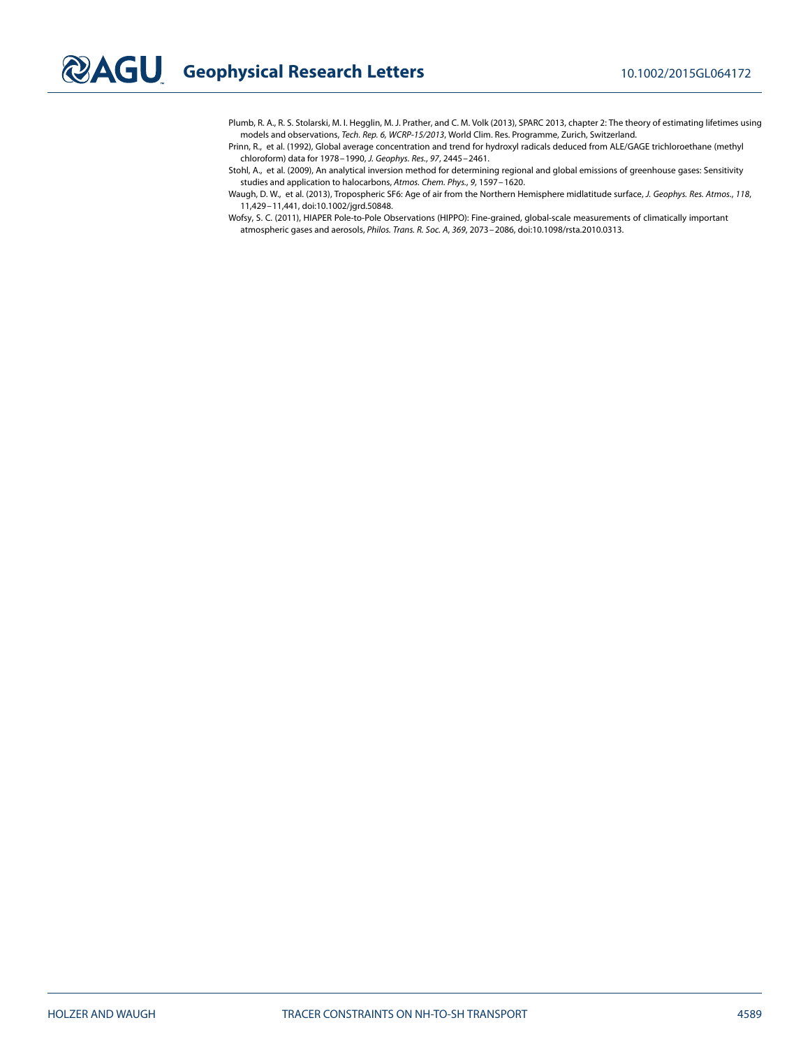Plumb, R. A., R. S. Stolarski, M. I. Hegglin, M. J. Prather, and C. M. Volk (2013), SPARC 2013, chapter 2: The theory of estimating lifetimes using models and observations, *Tech. Rep. 6, WCRP-15/2013*, World Clim. Res. Programme, Zurich, Switzerland.

Prinn, R., et al. (1992), Global average concentration and trend for hydroxyl radicals deduced from ALE/GAGE trichloroethane (methyl chloroform) data for 1978–1990, *J. Geophys. Res.*, *97*, 2445–2461.

Stohl, A., et al. (2009), An analytical inversion method for determining regional and global emissions of greenhouse gases: Sensitivity studies and application to halocarbons, *Atmos. Chem. Phys.*, *9*, 1597–1620.

Waugh, D. W., et al. (2013), Tropospheric SF6: Age of air from the Northern Hemisphere midlatitude surface, *J. Geophys. Res. Atmos.*, *118*, 11,429–11,441, doi:10.1002/jgrd.50848.

Wofsy, S. C. (2011), HIAPER Pole-to-Pole Observations (HIPPO): Fine-grained, global-scale measurements of climatically important atmospheric gases and aerosols, *Philos. Trans. R. Soc. A*, *369*, 2073–2086, doi:10.1098/rsta.2010.0313.